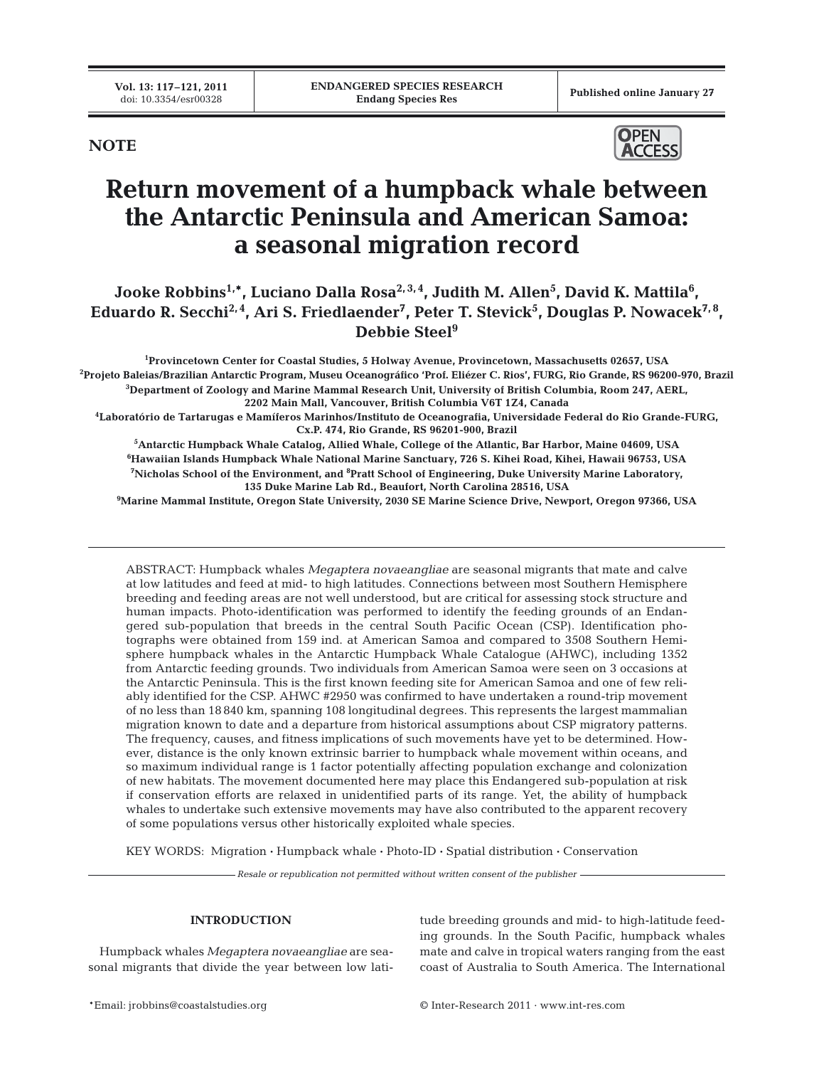NOTE

# Return movement of a humpback whale between the Antarctic Peninsula and American Samoa: a seasonal migration record

**Jooke Robbins[1,*], Luciano Dalla Rosa[2,3,4], Judith M. Allen[5], David K. Mattila[6], Eduardo R. Secchi[2,4], Ari S. Friedlaender[7], Peter T. Stevick[5], Douglas P. Nowacek[7,8], Debbie Steel[9]**

[1]Provincetown Center for Coastal Studies, 5 Holway Avenue, Provincetown, Massachusetts 02657, USA
[2]Projeto Baleias/Brazilian Antarctic Program, Museu Oceanográfico 'Prof. Eliézer C. Rios', FURG, Rio Grande, RS 96200-970, Brazil
[3]Department of Zoology and Marine Mammal Research Unit, University of British Columbia, Room 247, AERL, 2202 Main Mall, Vancouver, British Columbia V6T 1Z4, Canada
[4]Laboratório de Tartarugas e Mamíferos Marinhos/Instituto de Oceanografia, Universidade Federal do Rio Grande-FURG, Cx.P. 474, Rio Grande, RS 96201-900, Brazil
[5]Antarctic Humpback Whale Catalog, Allied Whale, College of the Atlantic, Bar Harbor, Maine 04609, USA
[6]Hawaiian Islands Humpback Whale National Marine Sanctuary, 726 S. Kihei Road, Kihei, Hawaii 96753, USA
[7]Nicholas School of the Environment, and [8]Pratt School of Engineering, Duke University Marine Laboratory, 135 Duke Marine Lab Rd., Beaufort, North Carolina 28516, USA
[9]Marine Mammal Institute, Oregon State University, 2030 SE Marine Science Drive, Newport, Oregon 97366, USA

ABSTRACT: Humpback whales *Megaptera novaeangliae* are seasonal migrants that mate and calve at low latitudes and feed at mid- to high latitudes. Connections between most Southern Hemisphere breeding and feeding areas are not well understood, but are critical for assessing stock structure and human impacts. Photo-identification was performed to identify the feeding grounds of an Endangered sub-population that breeds in the central South Pacific Ocean (CSP). Identification photographs were obtained from 159 ind. at American Samoa and compared to 3508 Southern Hemisphere humpback whales in the Antarctic Humpback Whale Catalogue (AHWC), including 1352 from Antarctic feeding grounds. Two individuals from American Samoa were seen on 3 occasions at the Antarctic Peninsula. This is the first known feeding site for American Samoa and one of few reliably identified for the CSP. AHWC #2950 was confirmed to have undertaken a round-trip movement of no less than 18 840 km, spanning 108 longitudinal degrees. This represents the largest mammalian migration known to date and a departure from historical assumptions about CSP migratory patterns. The frequency, causes, and fitness implications of such movements have yet to be determined. However, distance is the only known extrinsic barrier to humpback whale movement within oceans, and so maximum individual range is 1 factor potentially affecting population exchange and colonization of new habitats. The movement documented here may place this Endangered sub-population at risk if conservation efforts are relaxed in unidentified parts of its range. Yet, the ability of humpback whales to undertake such extensive movements may have also contributed to the apparent recovery of some populations versus other historically exploited whale species.

KEY WORDS: Migration · Humpback whale · Photo-ID · Spatial distribution · Conservation

*Resale or republication not permitted without written consent of the publisher*

## INTRODUCTION

Humpback whales *Megaptera novaeangliae* are seasonal migrants that divide the year between low latitude breeding grounds and mid- to high-latitude feeding grounds. In the South Pacific, humpback whales mate and calve in tropical waters ranging from the east coast of Australia to South America. The International

*Email: jrobbins@coastalstudies.org

© Inter-Research 2011 · www.int-res.com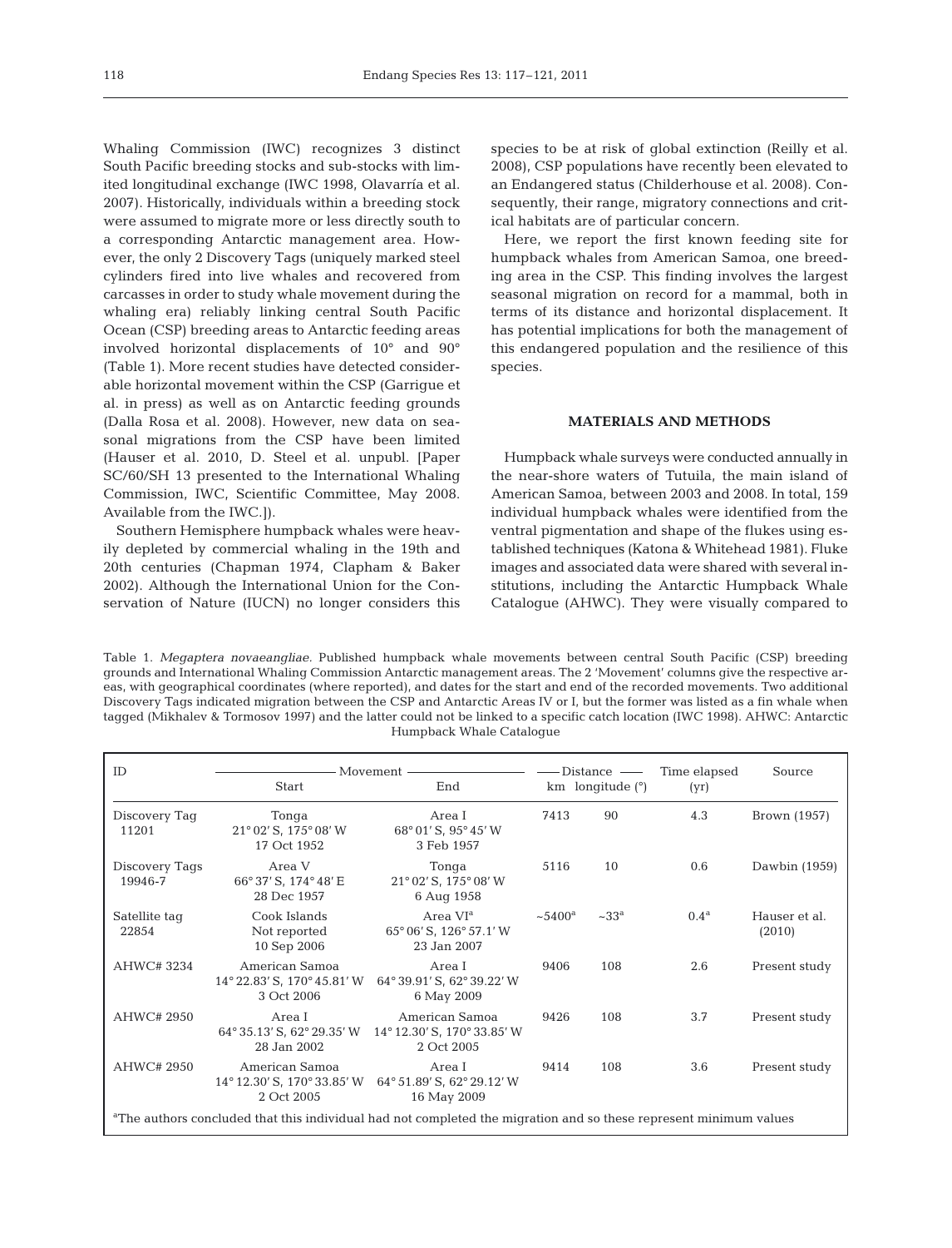Whaling Commission (IWC) recognizes 3 distinct South Pacific breeding stocks and sub-stocks with limited longitudinal exchange (IWC 1998, Olavarría et al. 2007). Historically, individuals within a breeding stock were assumed to migrate more or less directly south to a corresponding Antarctic management area. However, the only 2 Discovery Tags (uniquely marked steel cylinders fired into live whales and recovered from carcasses in order to study whale movement during the whaling era) reliably linking central South Pacific Ocean (CSP) breeding areas to Antarctic feeding areas involved horizontal displacements of 10° and 90° (Table 1). More recent studies have detected considerable horizontal movement within the CSP (Garrigue et al. in press) as well as on Antarctic feeding grounds (Dalla Rosa et al. 2008). However, new data on seasonal migrations from the CSP have been limited (Hauser et al. 2010, D. Steel et al. unpubl. [Paper SC/60/SH 13 presented to the International Whaling Commission, IWC, Scientific Committee, May 2008. Available from the IWC.]).

Southern Hemisphere humpback whales were heavily depleted by commercial whaling in the 19th and 20th centuries (Chapman 1974, Clapham & Baker 2002). Although the International Union for the Conservation of Nature (IUCN) no longer considers this species to be at risk of global extinction (Reilly et al. 2008), CSP populations have recently been elevated to an Endangered status (Childerhouse et al. 2008). Consequently, their range, migratory connections and critical habitats are of particular concern.

Here, we report the first known feeding site for humpback whales from American Samoa, one breeding area in the CSP. This finding involves the largest seasonal migration on record for a mammal, both in terms of its distance and horizontal displacement. It has potential implications for both the management of this endangered population and the resilience of this species.

## MATERIALS AND METHODS

Humpback whale surveys were conducted annually in the near-shore waters of Tutuila, the main island of American Samoa, between 2003 and 2008. In total, 159 individual humpback whales were identified from the ventral pigmentation and shape of the flukes using established techniques (Katona & Whitehead 1981). Fluke images and associated data were shared with several institutions, including the Antarctic Humpback Whale Catalogue (AHWC). They were visually compared to

Table 1. *Megaptera novaeangliae.* Published humpback whale movements between central South Pacific (CSP) breeding grounds and International Whaling Commission Antarctic management areas. The 2 'Movement' columns give the respective areas, with geographical coordinates (where reported), and dates for the start and end of the recorded movements. Two additional Discovery Tags indicated migration between the CSP and Antarctic Areas IV or I, but the former was listed as a fin whale when tagged (Mikhalev & Tormosov 1997) and the latter could not be linked to a specific catch location (IWC 1998). AHWC: Antarctic Humpback Whale Catalogue

| ID | Movement | | Distance | | Time elapsed (yr) | Source |
|---|---|---|---|---|---|---|
| | Start | End | km | longitude (°) | | |
| Discovery Tag 11201 | Tonga<br>21° 02′ S, 175° 08′ W<br>17 Oct 1952 | Area I<br>68° 01′ S, 95° 45′ W<br>3 Feb 1957 | 7413 | 90 | 4.3 | Brown (1957) |
| Discovery Tags 19946-7 | Area V<br>66° 37′ S, 174° 48′ E<br>28 Dec 1957 | Tonga<br>21° 02′ S, 175° 08′ W<br>6 Aug 1958 | 5116 | 10 | 0.6 | Dawbin (1959) |
| Satellite tag 22854 | Cook Islands<br>Not reported<br>10 Sep 2006 | Area VI[a]<br>65° 06′ S, 126° 57.1′ W<br>23 Jan 2007 | ~5400[a] | ~33[a] | 0.4[a] | Hauser et al. (2010) |
| AHWC# 3234 | American Samoa<br>14° 22.83′ S, 170° 45.81′ W<br>3 Oct 2006 | Area I<br>64° 39.91′ S, 62° 39.22′ W<br>6 May 2009 | 9406 | 108 | 2.6 | Present study |
| AHWC# 2950 | Area I<br>64° 35.13′ S, 62° 29.35′ W<br>28 Jan 2002 | American Samoa<br>14° 12.30′ S, 170° 33.85′ W<br>2 Oct 2005 | 9426 | 108 | 3.7 | Present study |
| AHWC# 2950 | American Samoa<br>14° 12.30′ S, 170° 33.85′ W<br>2 Oct 2005 | Area I<br>64° 51.89′ S, 62° 29.12′ W<br>16 May 2009 | 9414 | 108 | 3.6 | Present study |

[a]The authors concluded that this individual had not completed the migration and so these represent minimum values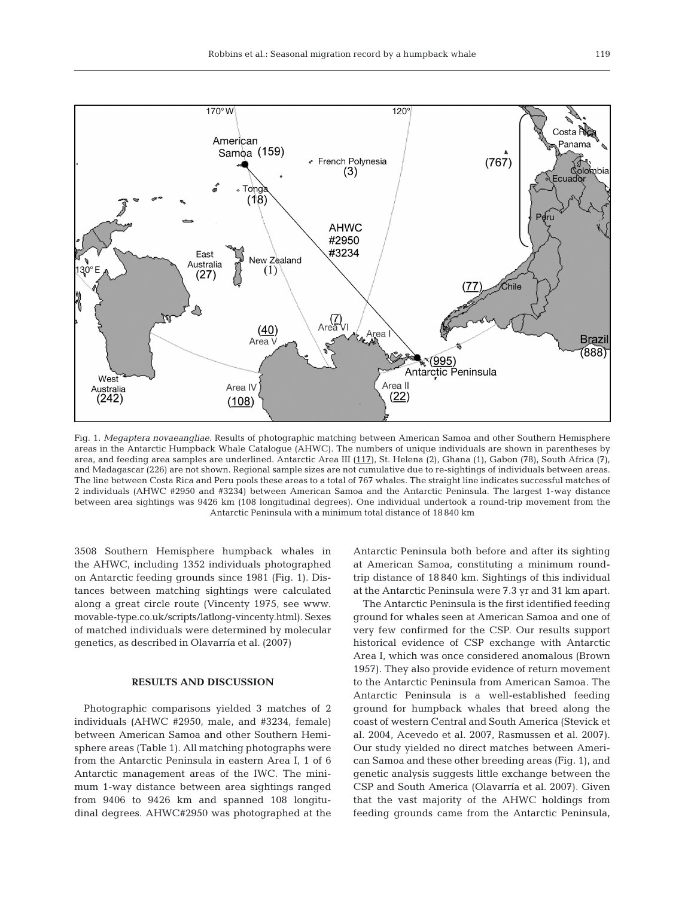Fig. 1. *Megaptera novaeangliae.* Results of photographic matching between American Samoa and other Southern Hemisphere areas in the Antarctic Humpback Whale Catalogue (AHWC). The numbers of unique individuals are shown in parentheses by area, and feeding area samples are underlined. Antarctic Area III (117), St. Helena (2), Ghana (1), Gabon (78), South Africa (7), and Madagascar (226) are not shown. Regional sample sizes are not cumulative due to re-sightings of individuals between areas. The line between Costa Rica and Peru pools these areas to a total of 767 whales. The straight line indicates successful matches of 2 individuals (AHWC #2950 and #3234) between American Samoa and the Antarctic Peninsula. The largest 1-way distance between area sightings was 9426 km (108 longitudinal degrees). One individual undertook a round-trip movement from the Antarctic Peninsula with a minimum total distance of 18 840 km

3508 Southern Hemisphere humpback whales in the AHWC, including 1352 individuals photographed on Antarctic feeding grounds since 1981 (Fig. 1). Distances between matching sightings were calculated along a great circle route (Vincenty 1975, see www.movable-type.co.uk/scripts/latlong-vincenty.html). Sexes of matched individuals were determined by molecular genetics, as described in Olavarría et al. (2007)

## RESULTS AND DISCUSSION

Photographic comparisons yielded 3 matches of 2 individuals (AHWC #2950, male, and #3234, female) between American Samoa and other Southern Hemisphere areas (Table 1). All matching photographs were from the Antarctic Peninsula in eastern Area I, 1 of 6 Antarctic management areas of the IWC. The minimum 1-way distance between area sightings ranged from 9406 to 9426 km and spanned 108 longitudinal degrees. AHWC#2950 was photographed at the Antarctic Peninsula both before and after its sighting at American Samoa, constituting a minimum round-trip distance of 18 840 km. Sightings of this individual at the Antarctic Peninsula were 7.3 yr and 31 km apart.

The Antarctic Peninsula is the first identified feeding ground for whales seen at American Samoa and one of very few confirmed for the CSP. Our results support historical evidence of CSP exchange with Antarctic Area I, which was once considered anomalous (Brown 1957). They also provide evidence of return movement to the Antarctic Peninsula from American Samoa. The Antarctic Peninsula is a well-established feeding ground for humpback whales that breed along the coast of western Central and South America (Stevick et al. 2004, Acevedo et al. 2007, Rasmussen et al. 2007). Our study yielded no direct matches between American Samoa and these other breeding areas (Fig. 1), and genetic analysis suggests little exchange between the CSP and South America (Olavarría et al. 2007). Given that the vast majority of the AHWC holdings from feeding grounds came from the Antarctic Peninsula,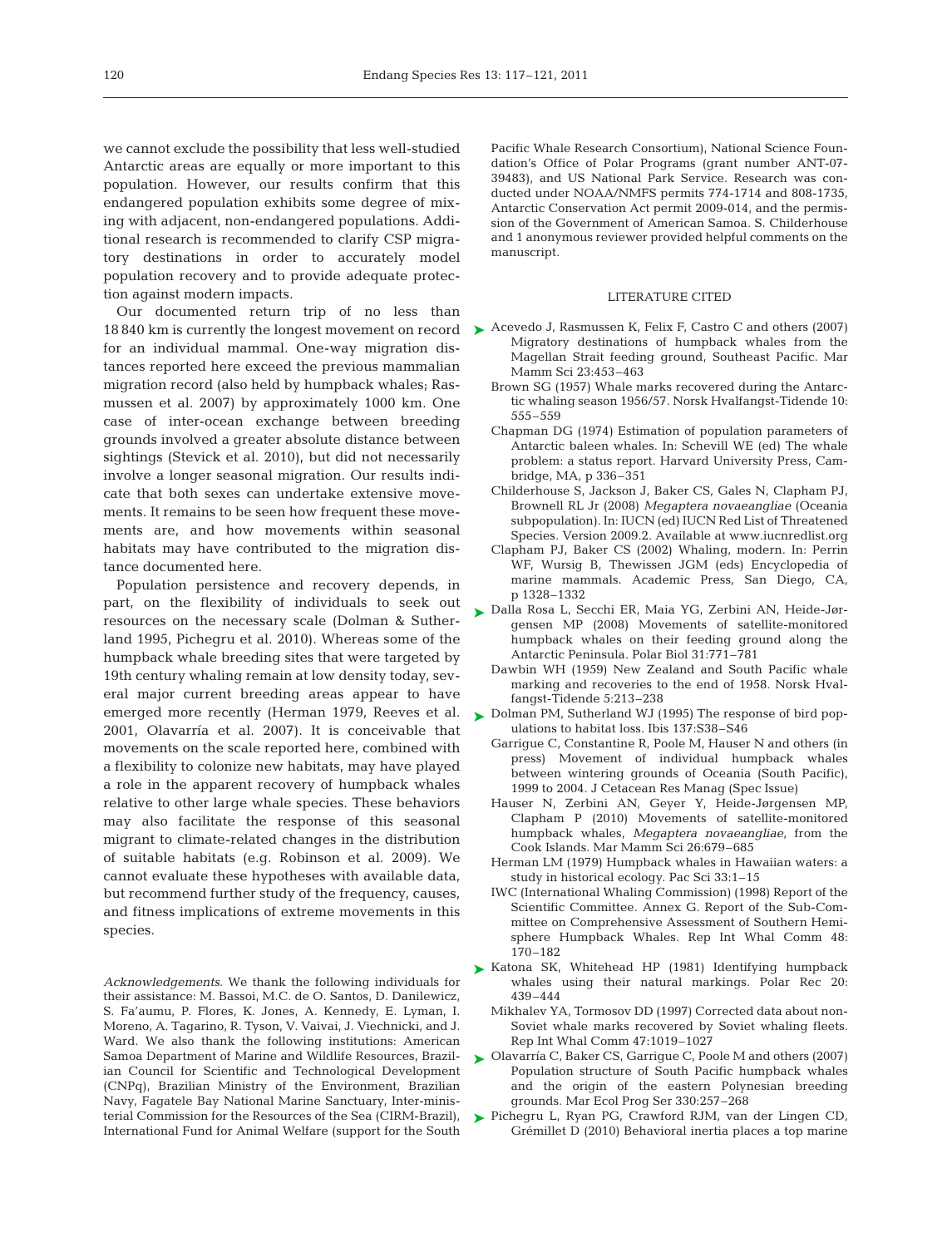we cannot exclude the possibility that less well-studied Antarctic areas are equally or more important to this population. However, our results confirm that this endangered population exhibits some degree of mixing with adjacent, non-endangered populations. Additional research is recommended to clarify CSP migratory destinations in order to accurately model population recovery and to provide adequate protection against modern impacts.

Our documented return trip of no less than 18 840 km is currently the longest movement on record for an individual mammal. One-way migration distances reported here exceed the previous mammalian migration record (also held by humpback whales; Rasmussen et al. 2007) by approximately 1000 km. One case of inter-ocean exchange between breeding grounds involved a greater absolute distance between sightings (Stevick et al. 2010), but did not necessarily involve a longer seasonal migration. Our results indicate that both sexes can undertake extensive movements. It remains to be seen how frequent these movements are, and how movements within seasonal habitats may have contributed to the migration distance documented here.

Population persistence and recovery depends, in part, on the flexibility of individuals to seek out resources on the necessary scale (Dolman & Sutherland 1995, Pichegru et al. 2010). Whereas some of the humpback whale breeding sites that were targeted by 19th century whaling remain at low density today, several major current breeding areas appear to have emerged more recently (Herman 1979, Reeves et al. 2001, Olavarría et al. 2007). It is conceivable that movements on the scale reported here, combined with a flexibility to colonize new habitats, may have played a role in the apparent recovery of humpback whales relative to other large whale species. These behaviors may also facilitate the response of this seasonal migrant to climate-related changes in the distribution of suitable habitats (e.g. Robinson et al. 2009). We cannot evaluate these hypotheses with available data, but recommend further study of the frequency, causes, and fitness implications of extreme movements in this species.

*Acknowledgements.* We thank the following individuals for their assistance: M. Bassoi, M.C. de O. Santos, D. Danilewicz, S. Fa'aumu, P. Flores, K. Jones, A. Kennedy, E. Lyman, I. Moreno, A. Tagarino, R. Tyson, V. Vaivai, J. Viechnicki, and J. Ward. We also thank the following institutions: American Samoa Department of Marine and Wildlife Resources, Brazilian Council for Scientific and Technological Development (CNPq), Brazilian Ministry of the Environment, Brazilian Navy, Fagatele Bay National Marine Sanctuary, Inter-ministerial Commission for the Resources of the Sea (CIRM-Brazil), International Fund for Animal Welfare (support for the South Pacific Whale Research Consortium), National Science Foundation's Office of Polar Programs (grant number ANT-07-39483), and US National Park Service. Research was conducted under NOAA/NMFS permits 774-1714 and 808-1735, Antarctic Conservation Act permit 2009-014, and the permission of the Government of American Samoa. S. Childerhouse and 1 anonymous reviewer provided helpful comments on the manuscript.

## LITERATURE CITED

- Acevedo J, Rasmussen K, Felix F, Castro C and others (2007) Migratory destinations of humpback whales from the Magellan Strait feeding ground, Southeast Pacific. Mar Mamm Sci 23:453–463
- Brown SG (1957) Whale marks recovered during the Antarctic whaling season 1956/57. Norsk Hvalfangst-Tidende 10: 555–559
- Chapman DG (1974) Estimation of population parameters of Antarctic baleen whales. In: Schevill WE (ed) The whale problem: a status report. Harvard University Press, Cambridge, MA, p 336–351
- Childerhouse S, Jackson J, Baker CS, Gales N, Clapham PJ, Brownell RL Jr (2008) *Megaptera novaeangliae* (Oceania subpopulation). In: IUCN (ed) IUCN Red List of Threatened Species. Version 2009.2. Available at www.iucnredlist.org
- Clapham PJ, Baker CS (2002) Whaling, modern. In: Perrin WF, Wursig B, Thewissen JGM (eds) Encyclopedia of marine mammals. Academic Press, San Diego, CA, p 1328–1332
- Dalla Rosa L, Secchi ER, Maia YG, Zerbini AN, Heide-Jørgensen MP (2008) Movements of satellite-monitored humpback whales on their feeding ground along the Antarctic Peninsula. Polar Biol 31:771–781
- Dawbin WH (1959) New Zealand and South Pacific whale marking and recoveries to the end of 1958. Norsk Hvalfangst-Tidende 5:213–238
- Dolman PM, Sutherland WJ (1995) The response of bird populations to habitat loss. Ibis 137:S38–S46
- Garrigue C, Constantine R, Poole M, Hauser N and others (in press) Movement of individual humpback whales between wintering grounds of Oceania (South Pacific), 1999 to 2004. J Cetacean Res Manag (Spec Issue)
- Hauser N, Zerbini AN, Geyer Y, Heide-Jørgensen MP, Clapham P (2010) Movements of satellite-monitored humpback whales, *Megaptera novaeangliae*, from the Cook Islands. Mar Mamm Sci 26:679–685
- Herman LM (1979) Humpback whales in Hawaiian waters: a study in historical ecology. Pac Sci 33:1–15
- IWC (International Whaling Commission) (1998) Report of the Scientific Committee. Annex G. Report of the Sub-Committee on Comprehensive Assessment of Southern Hemisphere Humpback Whales. Rep Int Whal Comm 48: 170–182
- Katona SK, Whitehead HP (1981) Identifying humpback whales using their natural markings. Polar Rec 20: 439–444
- Mikhalev YA, Tormosov DD (1997) Corrected data about non-Soviet whale marks recovered by Soviet whaling fleets. Rep Int Whal Comm 47:1019–1027
- Olavarría C, Baker CS, Garrigue C, Poole M and others (2007) Population structure of South Pacific humpback whales and the origin of the eastern Polynesian breeding grounds. Mar Ecol Prog Ser 330:257–268
- Pichegru L, Ryan PG, Crawford RJM, van der Lingen CD, Grémillet D (2010) Behavioral inertia places a top marine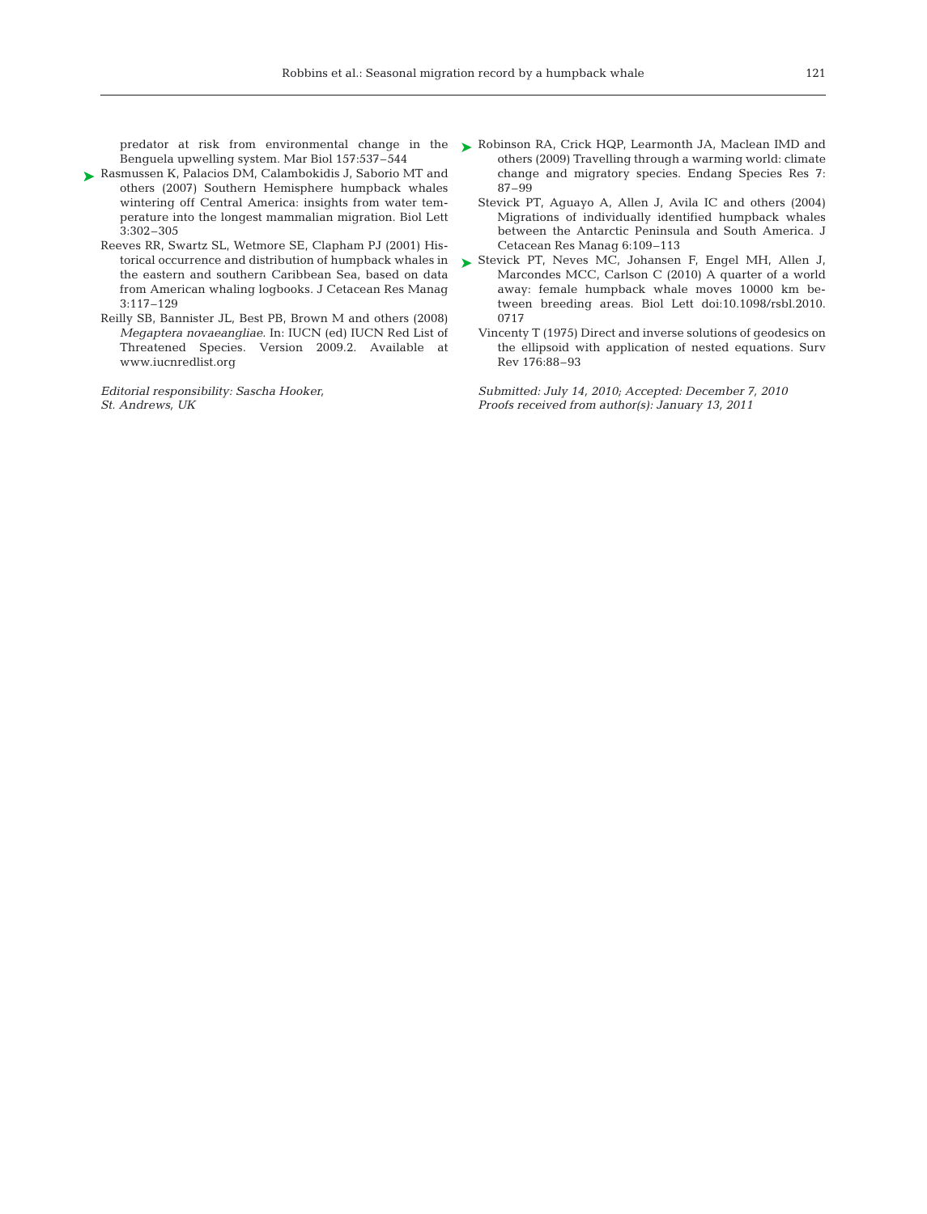predator at risk from environmental change in the Benguela upwelling system. Mar Biol 157:537–544

Rasmussen K, Palacios DM, Calambokidis J, Saborio MT and others (2007) Southern Hemisphere humpback whales wintering off Central America: insights from water temperature into the longest mammalian migration. Biol Lett 3:302–305

Reeves RR, Swartz SL, Wetmore SE, Clapham PJ (2001) Historical occurrence and distribution of humpback whales in the eastern and southern Caribbean Sea, based on data from American whaling logbooks. J Cetacean Res Manag 3:117–129

Reilly SB, Bannister JL, Best PB, Brown M and others (2008) *Megaptera novaeangliae*. In: IUCN (ed) IUCN Red List of Threatened Species. Version 2009.2. Available at www.iucnredlist.org

Robinson RA, Crick HQP, Learmonth JA, Maclean IMD and others (2009) Travelling through a warming world: climate change and migratory species. Endang Species Res 7: 87–99

Stevick PT, Aguayo A, Allen J, Avila IC and others (2004) Migrations of individually identified humpback whales between the Antarctic Peninsula and South America. J Cetacean Res Manag 6:109–113

Stevick PT, Neves MC, Johansen F, Engel MH, Allen J, Marcondes MCC, Carlson C (2010) A quarter of a world away: female humpback whale moves 10000 km between breeding areas. Biol Lett doi:10.1098/rsbl.2010.0717

Vincenty T (1975) Direct and inverse solutions of geodesics on the ellipsoid with application of nested equations. Surv Rev 176:88–93

*Editorial responsibility: Sascha Hooker, St. Andrews, UK*

*Submitted: July 14, 2010; Accepted: December 7, 2010*
*Proofs received from author(s): January 13, 2011*